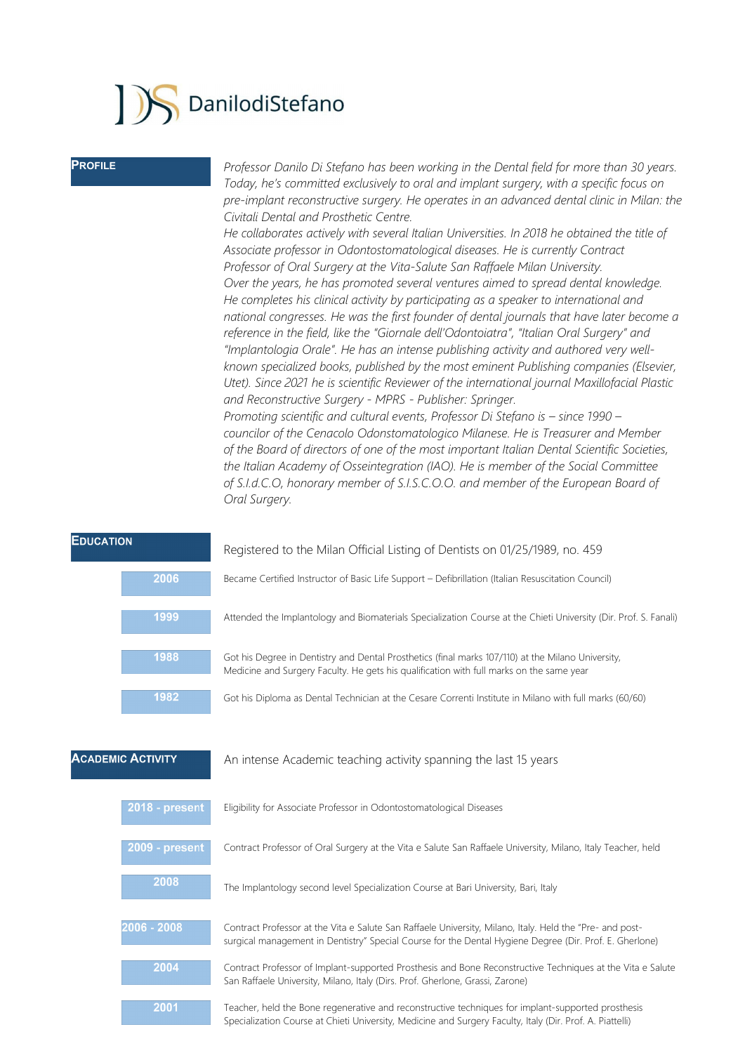# DanilodiStefano

## Profile

*Professor Danilo Di Stefano has been working in the Dental field for more than 30 years. Today, he's committed exclusively to oral and implant surgery, with a specific focus on pre-implant reconstructive surgery. He operates in an advanced dental clinic in Milan: the Civitali Dental and Prosthetic Centre.*
*He collaborates actively with several Italian Universities. In 2018 he obtained the title of Associate professor in Odontostomatological diseases. He is currently Contract Professor of Oral Surgery at the Vita-Salute San Raffaele Milan University.*
*Over the years, he has promoted several ventures aimed to spread dental knowledge. He completes his clinical activity by participating as a speaker to international and national congresses. He was the first founder of dental journals that have later become a reference in the field, like the "Giornale dell'Odontoiatra", "Italian Oral Surgery" and "Implantologia Orale". He has an intense publishing activity and authored very well-known specialized books, published by the most eminent Publishing companies (Elsevier, Utet). Since 2021 he is scientific Reviewer of the international journal Maxillofacial Plastic and Reconstructive Surgery - MPRS - Publisher: Springer.*
*Promoting scientific and cultural events, Professor Di Stefano is – since 1990 – councilor of the Cenacolo Odonstomatologico Milanese. He is Treasurer and Member of the Board of directors of one of the most important Italian Dental Scientific Societies, the Italian Academy of Osseintegration (IAO). He is member of the Social Committee of S.I.d.C.O, honorary member of S.I.S.C.O.O. and member of the European Board of Oral Surgery.*

## Education

Registered to the Milan Official Listing of Dentists on 01/25/1989, no. 459

- **2006** – Became Certified Instructor of Basic Life Support – Defibrillation (Italian Resuscitation Council)
- **1999** – Attended the Implantology and Biomaterials Specialization Course at the Chieti University (Dir. Prof. S. Fanali)
- **1988** – Got his Degree in Dentistry and Dental Prosthetics (final marks 107/110) at the Milano University, Medicine and Surgery Faculty. He gets his qualification with full marks on the same year
- **1982** – Got his Diploma as Dental Technician at the Cesare Correnti Institute in Milano with full marks (60/60)

## Academic Activity

An intense Academic teaching activity spanning the last 15 years

- **2018 - present** – Eligibility for Associate Professor in Odontostomatological Diseases
- **2009 - present** – Contract Professor of Oral Surgery at the Vita e Salute San Raffaele University, Milano, Italy Teacher, held
- **2008** – The Implantology second level Specialization Course at Bari University, Bari, Italy
- **2006 - 2008** – Contract Professor at the Vita e Salute San Raffaele University, Milano, Italy. Held the "Pre- and post-surgical management in Dentistry" Special Course for the Dental Hygiene Degree (Dir. Prof. E. Gherlone)
- **2004** – Contract Professor of Implant-supported Prosthesis and Bone Reconstructive Techniques at the Vita e Salute San Raffaele University, Milano, Italy (Dirs. Prof. Gherlone, Grassi, Zarone)
- **2001** – Teacher, held the Bone regenerative and reconstructive techniques for implant-supported prosthesis Specialization Course at Chieti University, Medicine and Surgery Faculty, Italy (Dir. Prof. A. Piattelli)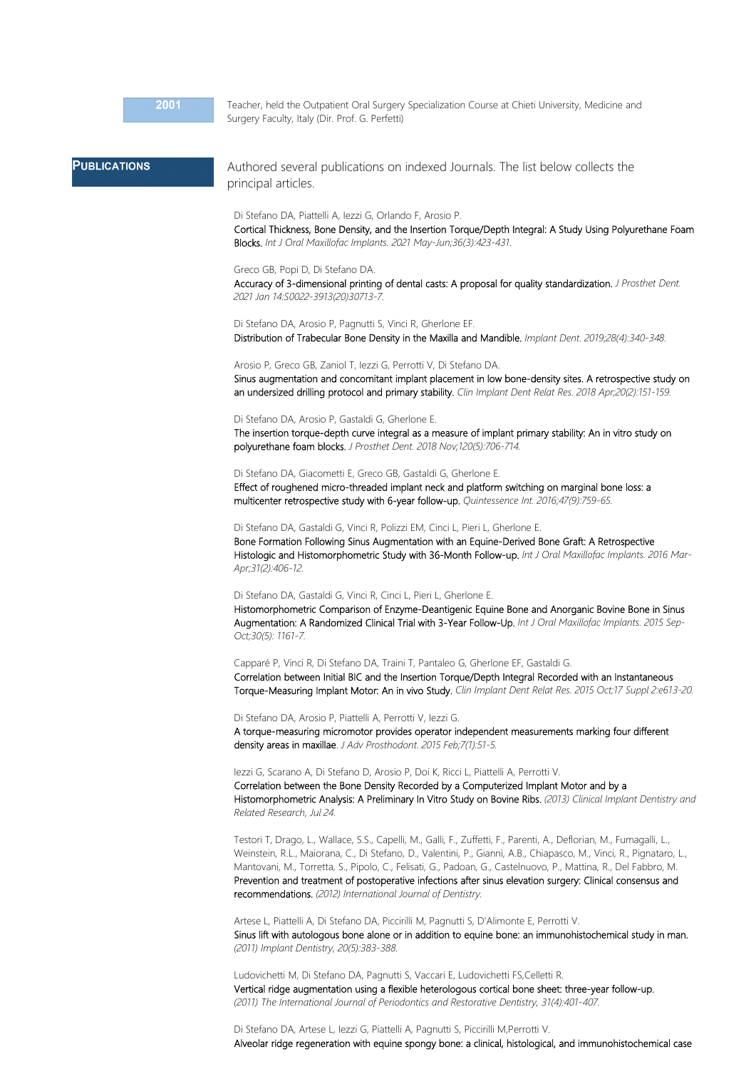**2001**

Teacher, held the Outpatient Oral Surgery Specialization Course at Chieti University, Medicine and Surgery Faculty, Italy (Dir. Prof. G. Perfetti)

## Publications

Authored several publications on indexed Journals. The list below collects the principal articles.

Di Stefano DA, Piattelli A, Iezzi G, Orlando F, Arosio P.
Cortical Thickness, Bone Density, and the Insertion Torque/Depth Integral: A Study Using Polyurethane Foam Blocks. *Int J Oral Maxillofac Implants. 2021 May-Jun;36(3):423-431.*

Greco GB, Popi D, Di Stefano DA.
Accuracy of 3-dimensional printing of dental casts: A proposal for quality standardization. *J Prosthet Dent. 2021 Jan 14:S0022-3913(20)30713-7.*

Di Stefano DA, Arosio P, Pagnutti S, Vinci R, Gherlone EF.
Distribution of Trabecular Bone Density in the Maxilla and Mandible. *Implant Dent. 2019;28(4):340-348.*

Arosio P, Greco GB, Zaniol T, Iezzi G, Perrotti V, Di Stefano DA.
Sinus augmentation and concomitant implant placement in low bone-density sites. A retrospective study on an undersized drilling protocol and primary stability. *Clin Implant Dent Relat Res. 2018 Apr;20(2):151-159.*

Di Stefano DA, Arosio P, Gastaldi G, Gherlone E.
The insertion torque-depth curve integral as a measure of implant primary stability: An in vitro study on polyurethane foam blocks. *J Prosthet Dent. 2018 Nov;120(5):706-714.*

Di Stefano DA, Giacometti E, Greco GB, Gastaldi G, Gherlone E.
Effect of roughened micro-threaded implant neck and platform switching on marginal bone loss: a multicenter retrospective study with 6-year follow-up. *Quintessence Int. 2016;47(9):759-65.*

Di Stefano DA, Gastaldi G, Vinci R, Polizzi EM, Cinci L, Pieri L, Gherlone E.
Bone Formation Following Sinus Augmentation with an Equine-Derived Bone Graft: A Retrospective Histologic and Histomorphometric Study with 36-Month Follow-up. *Int J Oral Maxillofac Implants. 2016 Mar-Apr;31(2):406-12.*

Di Stefano DA, Gastaldi G, Vinci R, Cinci L, Pieri L, Gherlone E.
Histomorphometric Comparison of Enzyme-Deantigenic Equine Bone and Anorganic Bovine Bone in Sinus Augmentation: A Randomized Clinical Trial with 3-Year Follow-Up. *Int J Oral Maxillofac Implants. 2015 Sep-Oct;30(5): 1161-7.*

Capparé P, Vinci R, Di Stefano DA, Traini T, Pantaleo G, Gherlone EF, Gastaldi G.
Correlation between Initial BIC and the Insertion Torque/Depth Integral Recorded with an Instantaneous Torque-Measuring Implant Motor: An in vivo Study. *Clin Implant Dent Relat Res. 2015 Oct;17 Suppl 2:e613-20.*

Di Stefano DA, Arosio P, Piattelli A, Perrotti V, Iezzi G.
A torque-measuring micromotor provides operator independent measurements marking four different density areas in maxillae. *J Adv Prosthodont. 2015 Feb;7(1):51-5.*

Iezzi G, Scarano A, Di Stefano D, Arosio P, Doi K, Ricci L, Piattelli A, Perrotti V.
Correlation between the Bone Density Recorded by a Computerized Implant Motor and by a Histomorphometric Analysis: A Preliminary In Vitro Study on Bovine Ribs. *(2013) Clinical Implant Dentistry and Related Research, Jul 24.*

Testori T, Drago, L., Wallace, S.S., Capelli, M., Galli, F., Zuffetti, F., Parenti, A., Deflorian, M., Fumagalli, L., Weinstein, R.L., Maiorana, C., Di Stefano, D., Valentini, P., Giannì, A.B., Chiapasco, M., Vinci, R., Pignataro, L., Mantovani, M., Torretta, S., Pipolo, C., Felisati, G., Padoan, G., Castelnuovo, P., Mattina, R., Del Fabbro, M.
Prevention and treatment of postoperative infections after sinus elevation surgery: Clinical consensus and recommendations. *(2012) International Journal of Dentistry.*

Artese L, Piattelli A, Di Stefano DA, Piccirilli M, Pagnutti S, D'Alimonte E, Perrotti V.
Sinus lift with autologous bone alone or in addition to equine bone: an immunohistochemical study in man. *(2011) Implant Dentistry, 20(5):383-388.*

Ludovichetti M, Di Stefano DA, Pagnutti S, Vaccari E, Ludovichetti FS,Celletti R.
Vertical ridge augmentation using a flexible heterologous cortical bone sheet: three-year follow-up. *(2011) The International Journal of Periodontics and Restorative Dentistry, 31(4):401-407.*

Di Stefano DA, Artese L, Iezzi G, Piattelli A, Pagnutti S, Piccirilli M,Perrotti V.
Alveolar ridge regeneration with equine spongy bone: a clinical, histological, and immunohistochemical case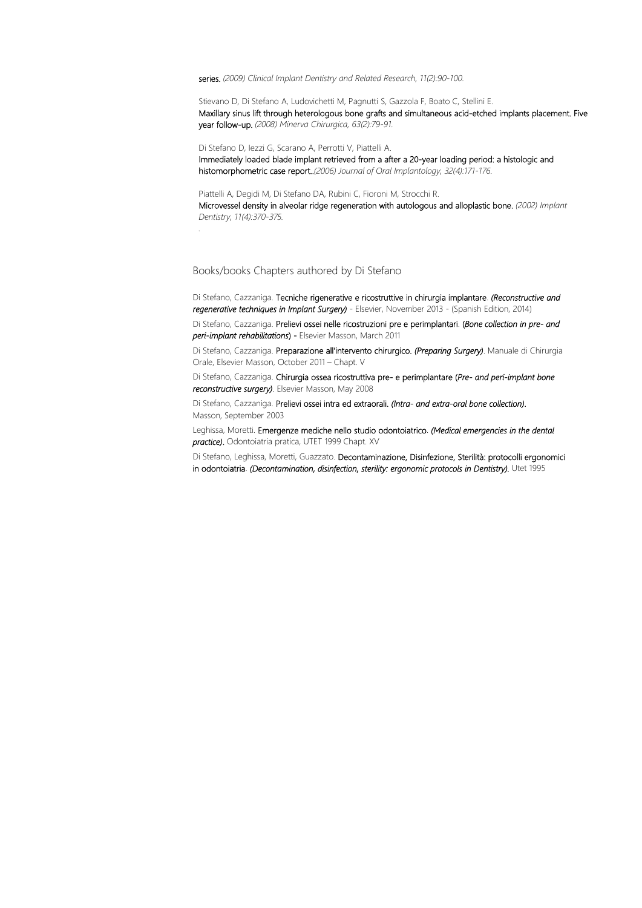**series.** *(2009) Clinical Implant Dentistry and Related Research, 11(2):90-100.*

Stievano D, Di Stefano A, Ludovichetti M, Pagnutti S, Gazzola F, Boato C, Stellini E.
**Maxillary sinus lift through heterologous bone grafts and simultaneous acid-etched implants placement. Five year follow-up.** *(2008) Minerva Chirurgica, 63(2):79-91.*

Di Stefano D, Iezzi G, Scarano A, Perrotti V, Piattelli A.
**Immediately loaded blade implant retrieved from a after a 20-year loading period: a histologic and histomorphometric case report..***(2006) Journal of Oral Implantology, 32(4):171-176.*

Piattelli A, Degidi M, Di Stefano DA, Rubini C, Fioroni M, Strocchi R.
**Microvessel density in alveolar ridge regeneration with autologous and alloplastic bone.** *(2002) Implant Dentistry, 11(4):370-375.*

.

## Books/books Chapters authored by Di Stefano

Di Stefano, Cazzaniga. **Tecniche rigenerative e ricostruttive in chirurgia implantare**. ***(Reconstructive and regenerative techniques in Implant Surgery)*** - Elsevier, November 2013 - (Spanish Edition, 2014)

Di Stefano, Cazzaniga. **Prelievi ossei nelle ricostruzioni pre e perimplantari**. (***Bone collection in pre- and peri-implant rehabilitations***) **-** Elsevier Masson, March 2011

Di Stefano, Cazzaniga. **Preparazione all'intervento chirurgico.** ***(Preparing Surgery)***. Manuale di Chirurgia Orale, Elsevier Masson, October 2011 – Chapt. V

Di Stefano, Cazzaniga. **Chirurgia ossea ricostruttiva pre- e perimplantare** (***Pre- and peri-implant bone reconstructive surgery)***. Elsevier Masson, May 2008

Di Stefano, Cazzaniga. **Prelievi ossei intra ed extraorali.** ***(Intra- and extra-oral bone collection)***. Masson, September 2003

Leghissa, Moretti. **Emergenze mediche nello studio odontoiatrico**. ***(Medical emergencies in the dental practice)***. Odontoiatria pratica, UTET 1999 Chapt. XV

Di Stefano, Leghissa, Moretti, Guazzato. **Decontaminazione, Disinfezione, Sterilità: protocolli ergonomici in odontoiatria**. ***(Decontamination, disinfection, sterility: ergonomic protocols in Dentistry).*** Utet 1995